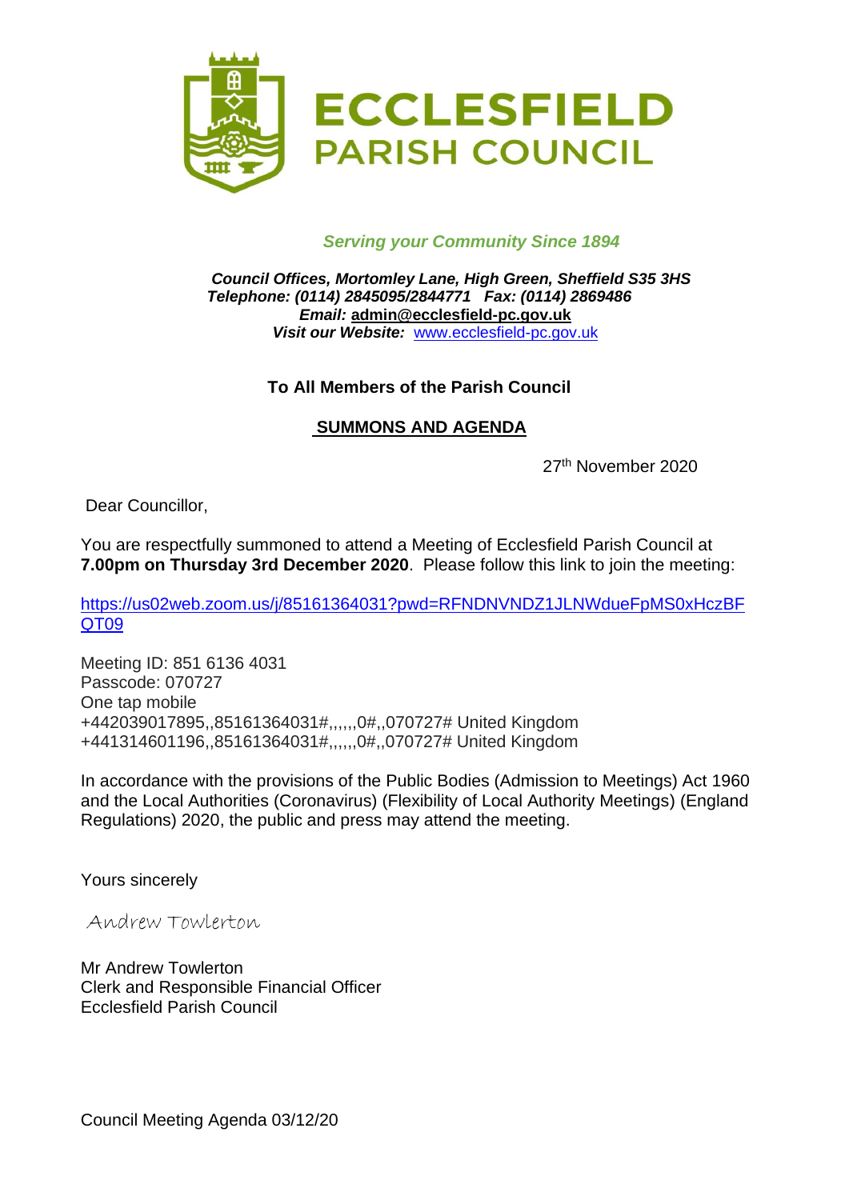# ECCLESFIELD PARISH COUNCIL

*Serving your Community Since 1894*

***Council Offices, Mortomley Lane, High Green, Sheffield S35 3HS***
***Telephone: (0114) 2845095/2844771 Fax: (0114) 2869486***
***Email:* admin@ecclesfield-pc.gov.uk**
***Visit our Website:*** www.ecclesfield-pc.gov.uk

**To All Members of the Parish Council**

**SUMMONS AND AGENDA**

27th November 2020

Dear Councillor,

You are respectfully summoned to attend a Meeting of Ecclesfield Parish Council at **7.00pm on Thursday 3rd December 2020**. Please follow this link to join the meeting:

https://us02web.zoom.us/j/85161364031?pwd=RFNDNVNDZ1JLNWdueFpMS0xHczBFQT09

Meeting ID: 851 6136 4031
Passcode: 070727
One tap mobile
+442039017895,,85161364031#,,,,,,0#,,070727# United Kingdom
+441314601196,,85161364031#,,,,,,0#,,070727# United Kingdom

In accordance with the provisions of the Public Bodies (Admission to Meetings) Act 1960 and the Local Authorities (Coronavirus) (Flexibility of Local Authority Meetings) (England Regulations) 2020, the public and press may attend the meeting.

Yours sincerely

Andrew Towlerton

Mr Andrew Towlerton
Clerk and Responsible Financial Officer
Ecclesfield Parish Council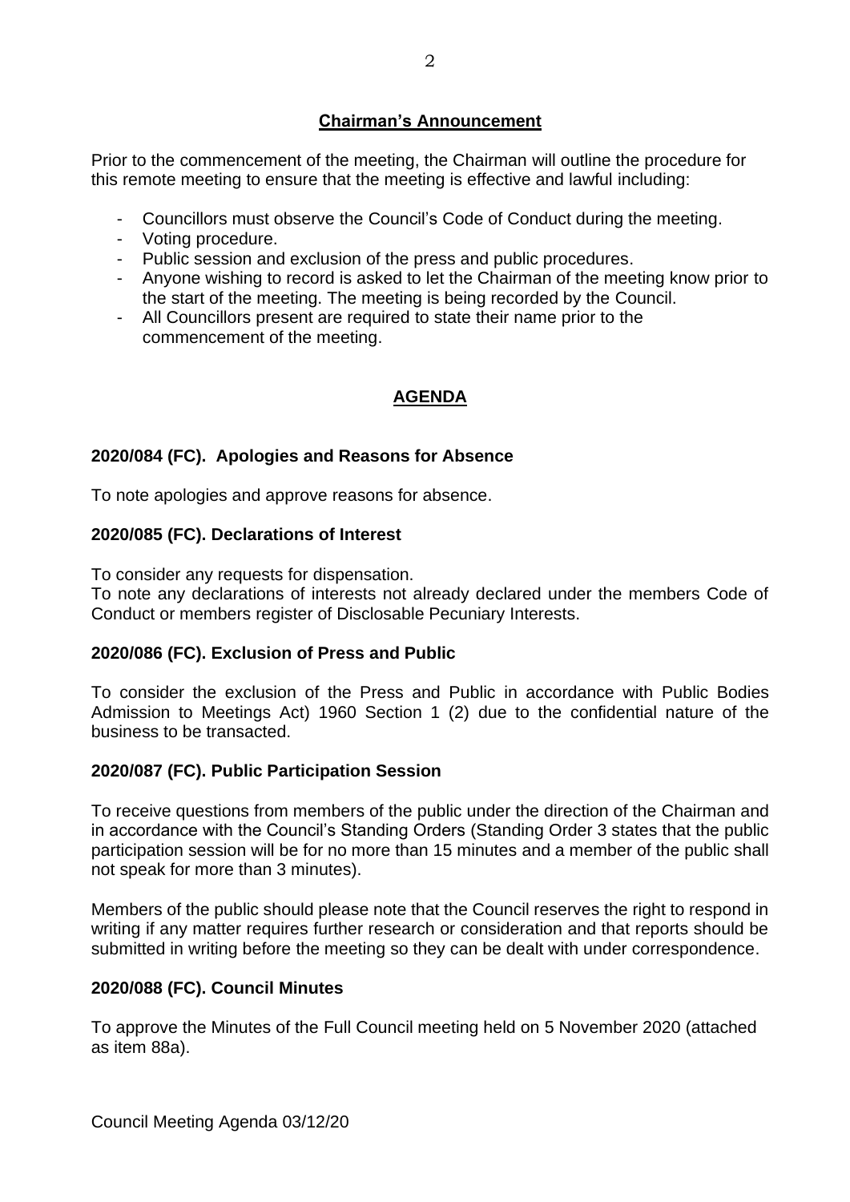## Chairman's Announcement

Prior to the commencement of the meeting, the Chairman will outline the procedure for this remote meeting to ensure that the meeting is effective and lawful including:

- Councillors must observe the Council's Code of Conduct during the meeting.
- Voting procedure.
- Public session and exclusion of the press and public procedures.
- Anyone wishing to record is asked to let the Chairman of the meeting know prior to the start of the meeting. The meeting is being recorded by the Council.
- All Councillors present are required to state their name prior to the commencement of the meeting.

## AGENDA

### 2020/084 (FC). Apologies and Reasons for Absence

To note apologies and approve reasons for absence.

### 2020/085 (FC). Declarations of Interest

To consider any requests for dispensation.
To note any declarations of interests not already declared under the members Code of Conduct or members register of Disclosable Pecuniary Interests.

### 2020/086 (FC). Exclusion of Press and Public

To consider the exclusion of the Press and Public in accordance with Public Bodies Admission to Meetings Act) 1960 Section 1 (2) due to the confidential nature of the business to be transacted.

### 2020/087 (FC). Public Participation Session

To receive questions from members of the public under the direction of the Chairman and in accordance with the Council's Standing Orders (Standing Order 3 states that the public participation session will be for no more than 15 minutes and a member of the public shall not speak for more than 3 minutes).

Members of the public should please note that the Council reserves the right to respond in writing if any matter requires further research or consideration and that reports should be submitted in writing before the meeting so they can be dealt with under correspondence.

### 2020/088 (FC). Council Minutes

To approve the Minutes of the Full Council meeting held on 5 November 2020 (attached as item 88a).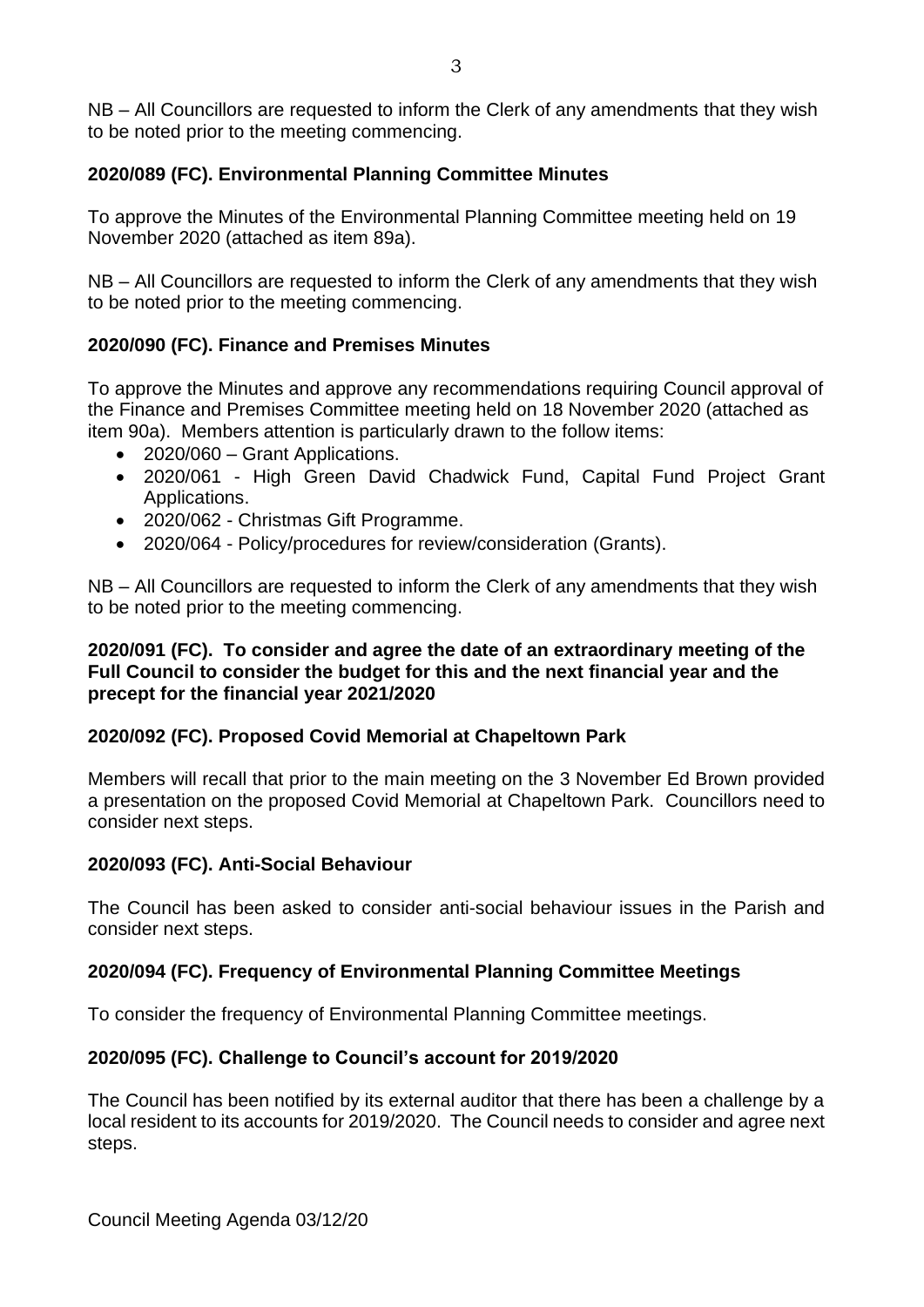NB – All Councillors are requested to inform the Clerk of any amendments that they wish to be noted prior to the meeting commencing.

**2020/089 (FC). Environmental Planning Committee Minutes**

To approve the Minutes of the Environmental Planning Committee meeting held on 19 November 2020 (attached as item 89a).

NB – All Councillors are requested to inform the Clerk of any amendments that they wish to be noted prior to the meeting commencing.

**2020/090 (FC). Finance and Premises Minutes**

To approve the Minutes and approve any recommendations requiring Council approval of the Finance and Premises Committee meeting held on 18 November 2020 (attached as item 90a). Members attention is particularly drawn to the follow items:

- 2020/060 – Grant Applications.
- 2020/061 - High Green David Chadwick Fund, Capital Fund Project Grant Applications.
- 2020/062 - Christmas Gift Programme.
- 2020/064 - Policy/procedures for review/consideration (Grants).

NB – All Councillors are requested to inform the Clerk of any amendments that they wish to be noted prior to the meeting commencing.

**2020/091 (FC). To consider and agree the date of an extraordinary meeting of the Full Council to consider the budget for this and the next financial year and the precept for the financial year 2021/2020**

**2020/092 (FC). Proposed Covid Memorial at Chapeltown Park**

Members will recall that prior to the main meeting on the 3 November Ed Brown provided a presentation on the proposed Covid Memorial at Chapeltown Park. Councillors need to consider next steps.

**2020/093 (FC). Anti-Social Behaviour**

The Council has been asked to consider anti-social behaviour issues in the Parish and consider next steps.

**2020/094 (FC). Frequency of Environmental Planning Committee Meetings**

To consider the frequency of Environmental Planning Committee meetings.

**2020/095 (FC). Challenge to Council's account for 2019/2020**

The Council has been notified by its external auditor that there has been a challenge by a local resident to its accounts for 2019/2020. The Council needs to consider and agree next steps.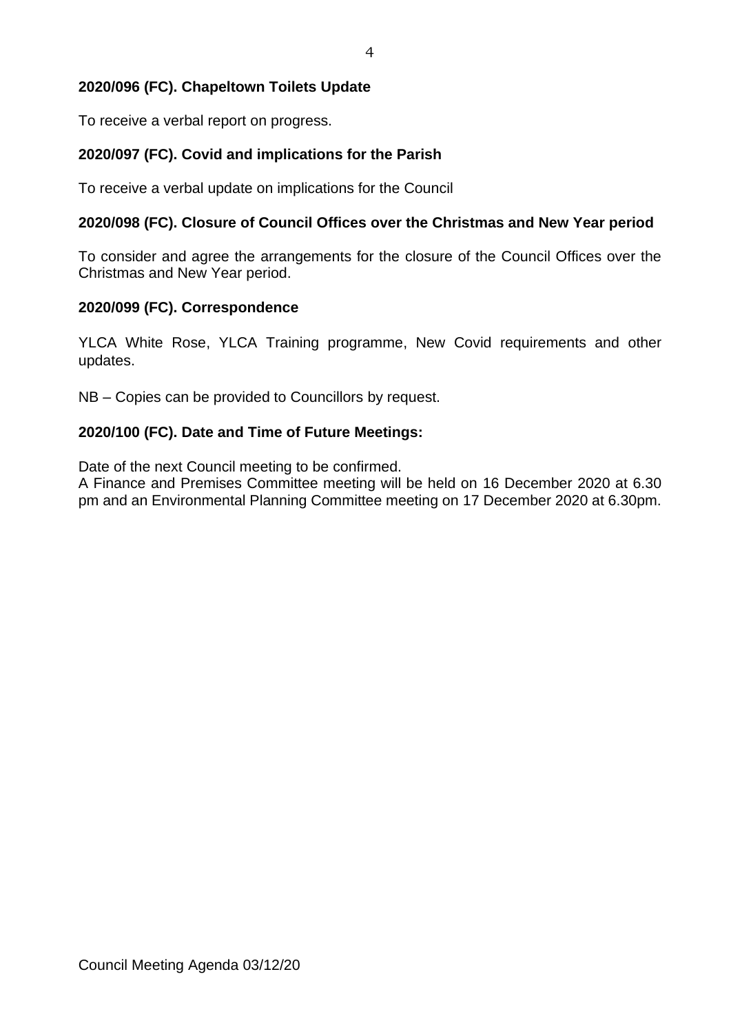**2020/096 (FC). Chapeltown Toilets Update**

To receive a verbal report on progress.

**2020/097 (FC). Covid and implications for the Parish**

To receive a verbal update on implications for the Council

**2020/098 (FC). Closure of Council Offices over the Christmas and New Year period**

To consider and agree the arrangements for the closure of the Council Offices over the Christmas and New Year period.

**2020/099 (FC). Correspondence**

YLCA White Rose, YLCA Training programme, New Covid requirements and other updates.

NB – Copies can be provided to Councillors by request.

**2020/100 (FC). Date and Time of Future Meetings:**

Date of the next Council meeting to be confirmed.
A Finance and Premises Committee meeting will be held on 16 December 2020 at 6.30 pm and an Environmental Planning Committee meeting on 17 December 2020 at 6.30pm.